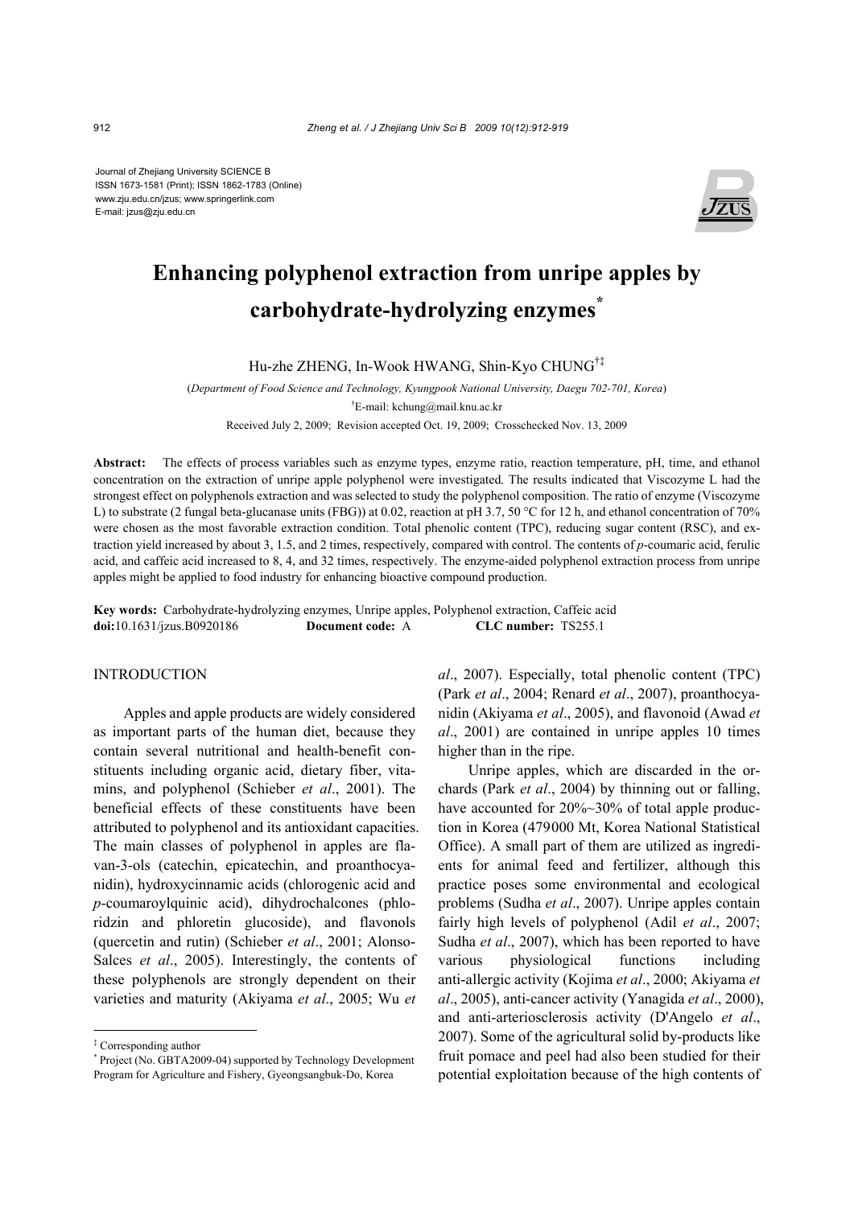Journal of Zhejiang University SCIENCE B
ISSN 1673-1581 (Print); ISSN 1862-1783 (Online)
www.zju.edu.cn/jzus; www.springerlink.com
E-mail: jzus@zju.edu.cn

# Enhancing polyphenol extraction from unripe apples by carbohydrate-hydrolyzing enzymes*

Hu-zhe ZHENG, In-Wook HWANG, Shin-Kyo CHUNG†‡

(*Department of Food Science and Technology, Kyungpook National University, Daegu 702-701, Korea*)

†E-mail: kchung@mail.knu.ac.kr

Received July 2, 2009; Revision accepted Oct. 19, 2009; Crosschecked Nov. 13, 2009

**Abstract:** The effects of process variables such as enzyme types, enzyme ratio, reaction temperature, pH, time, and ethanol concentration on the extraction of unripe apple polyphenol were investigated. The results indicated that Viscozyme L had the strongest effect on polyphenols extraction and was selected to study the polyphenol composition. The ratio of enzyme (Viscozyme L) to substrate (2 fungal beta-glucanase units (FBG)) at 0.02, reaction at pH 3.7, 50 °C for 12 h, and ethanol concentration of 70% were chosen as the most favorable extraction condition. Total phenolic content (TPC), reducing sugar content (RSC), and extraction yield increased by about 3, 1.5, and 2 times, respectively, compared with control. The contents of *p*-coumaric acid, ferulic acid, and caffeic acid increased to 8, 4, and 32 times, respectively. The enzyme-aided polyphenol extraction process from unripe apples might be applied to food industry for enhancing bioactive compound production.

**Key words:** Carbohydrate-hydrolyzing enzymes, Unripe apples, Polyphenol extraction, Caffeic acid
**doi:**10.1631/jzus.B0920186 **Document code:** A **CLC number:** TS255.1

## INTRODUCTION

Apples and apple products are widely considered as important parts of the human diet, because they contain several nutritional and health-benefit constituents including organic acid, dietary fiber, vitamins, and polyphenol (Schieber *et al*., 2001). The beneficial effects of these constituents have been attributed to polyphenol and its antioxidant capacities. The main classes of polyphenol in apples are flavan-3-ols (catechin, epicatechin, and proanthocyanidin), hydroxycinnamic acids (chlorogenic acid and *p*-coumaroylquinic acid), dihydrochalcones (phloridzin and phloretin glucoside), and flavonols (quercetin and rutin) (Schieber *et al*., 2001; Alonso-Salces *et al*., 2005). Interestingly, the contents of these polyphenols are strongly dependent on their varieties and maturity (Akiyama *et al*., 2005; Wu *et al*., 2007). Especially, total phenolic content (TPC) (Park *et al*., 2004; Renard *et al*., 2007), proanthocyanidin (Akiyama *et al*., 2005), and flavonoid (Awad *et al*., 2001) are contained in unripe apples 10 times higher than in the ripe.

Unripe apples, which are discarded in the orchards (Park *et al*., 2004) by thinning out or falling, have accounted for 20%~30% of total apple production in Korea (479000 Mt, Korea National Statistical Office). A small part of them are utilized as ingredients for animal feed and fertilizer, although this practice poses some environmental and ecological problems (Sudha *et al*., 2007). Unripe apples contain fairly high levels of polyphenol (Adil *et al*., 2007; Sudha *et al*., 2007), which has been reported to have various physiological functions including anti-allergic activity (Kojima *et al*., 2000; Akiyama *et al*., 2005), anti-cancer activity (Yanagida *et al*., 2000), and anti-arteriosclerosis activity (D'Angelo *et al*., 2007). Some of the agricultural solid by-products like fruit pomace and peel had also been studied for their potential exploitation because of the high contents of

---

‡ Corresponding author

* Project (No. GBTA2009-04) supported by Technology Development Program for Agriculture and Fishery, Gyeongsangbuk-Do, Korea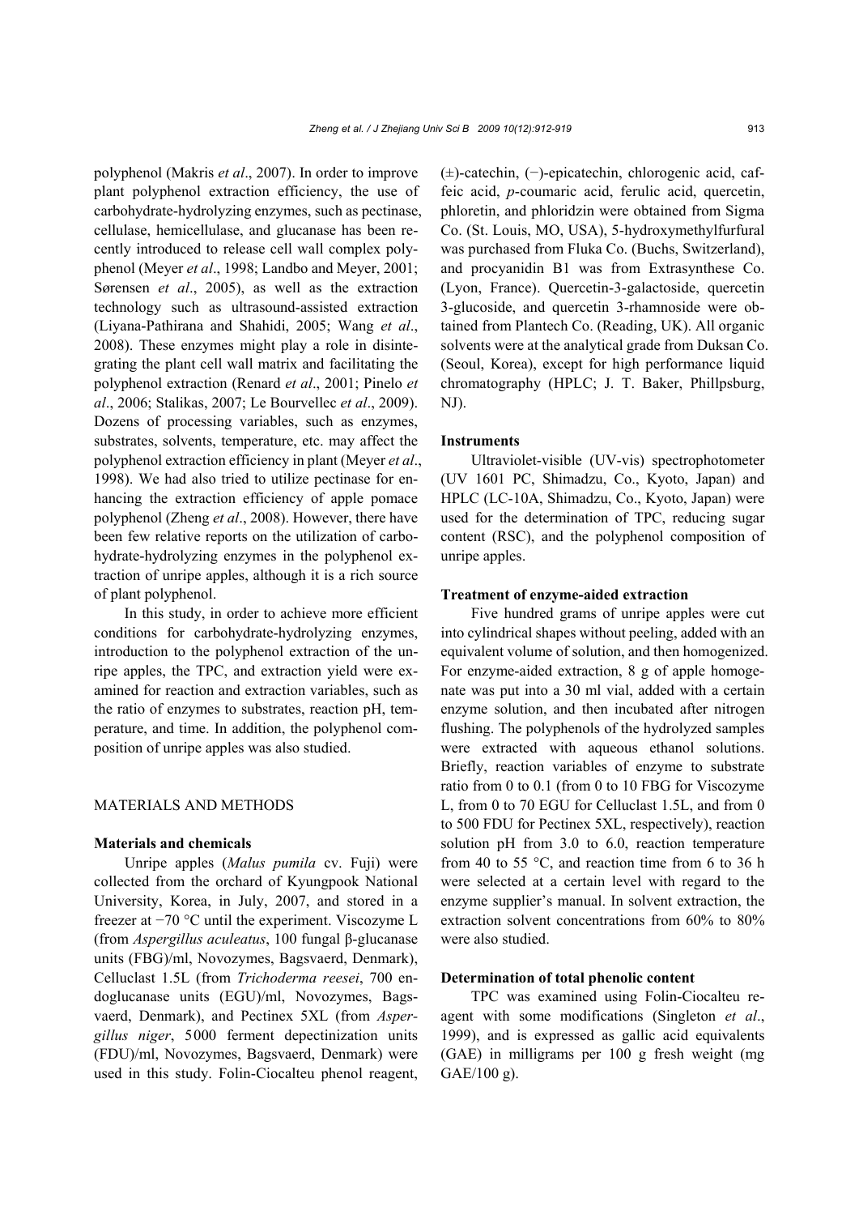polyphenol (Makris *et al*., 2007). In order to improve plant polyphenol extraction efficiency, the use of carbohydrate-hydrolyzing enzymes, such as pectinase, cellulase, hemicellulase, and glucanase has been recently introduced to release cell wall complex polyphenol (Meyer *et al*., 1998; Landbo and Meyer, 2001; Sørensen *et al*., 2005), as well as the extraction technology such as ultrasound-assisted extraction (Liyana-Pathirana and Shahidi, 2005; Wang *et al*., 2008). These enzymes might play a role in disintegrating the plant cell wall matrix and facilitating the polyphenol extraction (Renard *et al*., 2001; Pinelo *et al*., 2006; Stalikas, 2007; Le Bourvellec *et al*., 2009). Dozens of processing variables, such as enzymes, substrates, solvents, temperature, etc. may affect the polyphenol extraction efficiency in plant (Meyer *et al*., 1998). We had also tried to utilize pectinase for enhancing the extraction efficiency of apple pomace polyphenol (Zheng *et al*., 2008). However, there have been few relative reports on the utilization of carbohydrate-hydrolyzing enzymes in the polyphenol extraction of unripe apples, although it is a rich source of plant polyphenol.

In this study, in order to achieve more efficient conditions for carbohydrate-hydrolyzing enzymes, introduction to the polyphenol extraction of the unripe apples, the TPC, and extraction yield were examined for reaction and extraction variables, such as the ratio of enzymes to substrates, reaction pH, temperature, and time. In addition, the polyphenol composition of unripe apples was also studied.

## MATERIALS AND METHODS

### Materials and chemicals

Unripe apples (*Malus pumila* cv. Fuji) were collected from the orchard of Kyungpook National University, Korea, in July, 2007, and stored in a freezer at −70 °C until the experiment. Viscozyme L (from *Aspergillus aculeatus*, 100 fungal β-glucanase units (FBG)/ml, Novozymes, Bagsvaerd, Denmark), Celluclast 1.5L (from *Trichoderma reesei*, 700 endoglucanase units (EGU)/ml, Novozymes, Bagsvaerd, Denmark), and Pectinex 5XL (from *Aspergillus niger*, 5000 ferment depectinization units (FDU)/ml, Novozymes, Bagsvaerd, Denmark) were used in this study. Folin-Ciocalteu phenol reagent, (±)-catechin, (−)-epicatechin, chlorogenic acid, caffeic acid, *p*-coumaric acid, ferulic acid, quercetin, phloretin, and phloridzin were obtained from Sigma Co. (St. Louis, MO, USA), 5-hydroxymethylfurfural was purchased from Fluka Co. (Buchs, Switzerland), and procyanidin B1 was from Extrasynthese Co. (Lyon, France). Quercetin-3-galactoside, quercetin 3-glucoside, and quercetin 3-rhamnoside were obtained from Plantech Co. (Reading, UK). All organic solvents were at the analytical grade from Duksan Co. (Seoul, Korea), except for high performance liquid chromatography (HPLC; J. T. Baker, Phillpsburg, NJ).

### Instruments

Ultraviolet-visible (UV-vis) spectrophotometer (UV 1601 PC, Shimadzu, Co., Kyoto, Japan) and HPLC (LC-10A, Shimadzu, Co., Kyoto, Japan) were used for the determination of TPC, reducing sugar content (RSC), and the polyphenol composition of unripe apples.

### Treatment of enzyme-aided extraction

Five hundred grams of unripe apples were cut into cylindrical shapes without peeling, added with an equivalent volume of solution, and then homogenized. For enzyme-aided extraction, 8 g of apple homogenate was put into a 30 ml vial, added with a certain enzyme solution, and then incubated after nitrogen flushing. The polyphenols of the hydrolyzed samples were extracted with aqueous ethanol solutions. Briefly, reaction variables of enzyme to substrate ratio from 0 to 0.1 (from 0 to 10 FBG for Viscozyme L, from 0 to 70 EGU for Celluclast 1.5L, and from 0 to 500 FDU for Pectinex 5XL, respectively), reaction solution pH from 3.0 to 6.0, reaction temperature from 40 to 55 °C, and reaction time from 6 to 36 h were selected at a certain level with regard to the enzyme supplier's manual. In solvent extraction, the extraction solvent concentrations from 60% to 80% were also studied.

### Determination of total phenolic content

TPC was examined using Folin-Ciocalteu reagent with some modifications (Singleton *et al*., 1999), and is expressed as gallic acid equivalents (GAE) in milligrams per 100 g fresh weight (mg GAE/100 g).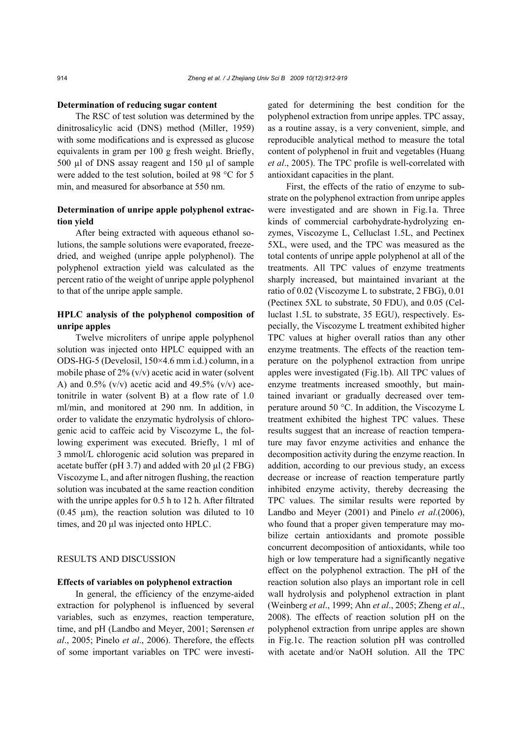#### Determination of reducing sugar content

The RSC of test solution was determined by the dinitrosalicylic acid (DNS) method (Miller, 1959) with some modifications and is expressed as glucose equivalents in gram per 100 g fresh weight. Briefly, 500 µl of DNS assay reagent and 150 µl of sample were added to the test solution, boiled at 98 °C for 5 min, and measured for absorbance at 550 nm.

#### Determination of unripe apple polyphenol extraction yield

After being extracted with aqueous ethanol solutions, the sample solutions were evaporated, freeze-dried, and weighed (unripe apple polyphenol). The polyphenol extraction yield was calculated as the percent ratio of the weight of unripe apple polyphenol to that of the unripe apple sample.

#### HPLC analysis of the polyphenol composition of unripe apples

Twelve microliters of unripe apple polyphenol solution was injected onto HPLC equipped with an ODS-HG-5 (Develosil, 150×4.6 mm i.d.) column, in a mobile phase of 2% (v/v) acetic acid in water (solvent A) and 0.5% (v/v) acetic acid and 49.5% (v/v) acetonitrile in water (solvent B) at a flow rate of 1.0 ml/min, and monitored at 290 nm. In addition, in order to validate the enzymatic hydrolysis of chlorogenic acid to caffeic acid by Viscozyme L, the following experiment was executed. Briefly, 1 ml of 3 mmol/L chlorogenic acid solution was prepared in acetate buffer (pH 3.7) and added with 20 µl (2 FBG) Viscozyme L, and after nitrogen flushing, the reaction solution was incubated at the same reaction condition with the unripe apples for 0.5 h to 12 h. After filtrated (0.45 µm), the reaction solution was diluted to 10 times, and 20 µl was injected onto HPLC.

## RESULTS AND DISCUSSION

#### Effects of variables on polyphenol extraction

In general, the efficiency of the enzyme-aided extraction for polyphenol is influenced by several variables, such as enzymes, reaction temperature, time, and pH (Landbo and Meyer, 2001; Sørensen *et al*., 2005; Pinelo *et al*., 2006). Therefore, the effects of some important variables on TPC were investigated for determining the best condition for the polyphenol extraction from unripe apples. TPC assay, as a routine assay, is a very convenient, simple, and reproducible analytical method to measure the total content of polyphenol in fruit and vegetables (Huang *et al*., 2005). The TPC profile is well-correlated with antioxidant capacities in the plant.

First, the effects of the ratio of enzyme to substrate on the polyphenol extraction from unripe apples were investigated and are shown in Fig.1a. Three kinds of commercial carbohydrate-hydrolyzing enzymes, Viscozyme L, Celluclast 1.5L, and Pectinex 5XL, were used, and the TPC was measured as the total contents of unripe apple polyphenol at all of the treatments. All TPC values of enzyme treatments sharply increased, but maintained invariant at the ratio of 0.02 (Viscozyme L to substrate, 2 FBG), 0.01 (Pectinex 5XL to substrate, 50 FDU), and 0.05 (Celluclast 1.5L to substrate, 35 EGU), respectively. Especially, the Viscozyme L treatment exhibited higher TPC values at higher overall ratios than any other enzyme treatments. The effects of the reaction temperature on the polyphenol extraction from unripe apples were investigated (Fig.1b). All TPC values of enzyme treatments increased smoothly, but maintained invariant or gradually decreased over temperature around 50 °C. In addition, the Viscozyme L treatment exhibited the highest TPC values. These results suggest that an increase of reaction temperature may favor enzyme activities and enhance the decomposition activity during the enzyme reaction. In addition, according to our previous study, an excess decrease or increase of reaction temperature partly inhibited enzyme activity, thereby decreasing the TPC values. The similar results were reported by Landbo and Meyer (2001) and Pinelo *et al*.(2006), who found that a proper given temperature may mobilize certain antioxidants and promote possible concurrent decomposition of antioxidants, while too high or low temperature had a significantly negative effect on the polyphenol extraction. The pH of the reaction solution also plays an important role in cell wall hydrolysis and polyphenol extraction in plant (Weinberg *et al*., 1999; Ahn *et al*., 2005; Zheng *et al*., 2008). The effects of reaction solution pH on the polyphenol extraction from unripe apples are shown in Fig.1c. The reaction solution pH was controlled with acetate and/or NaOH solution. All the TPC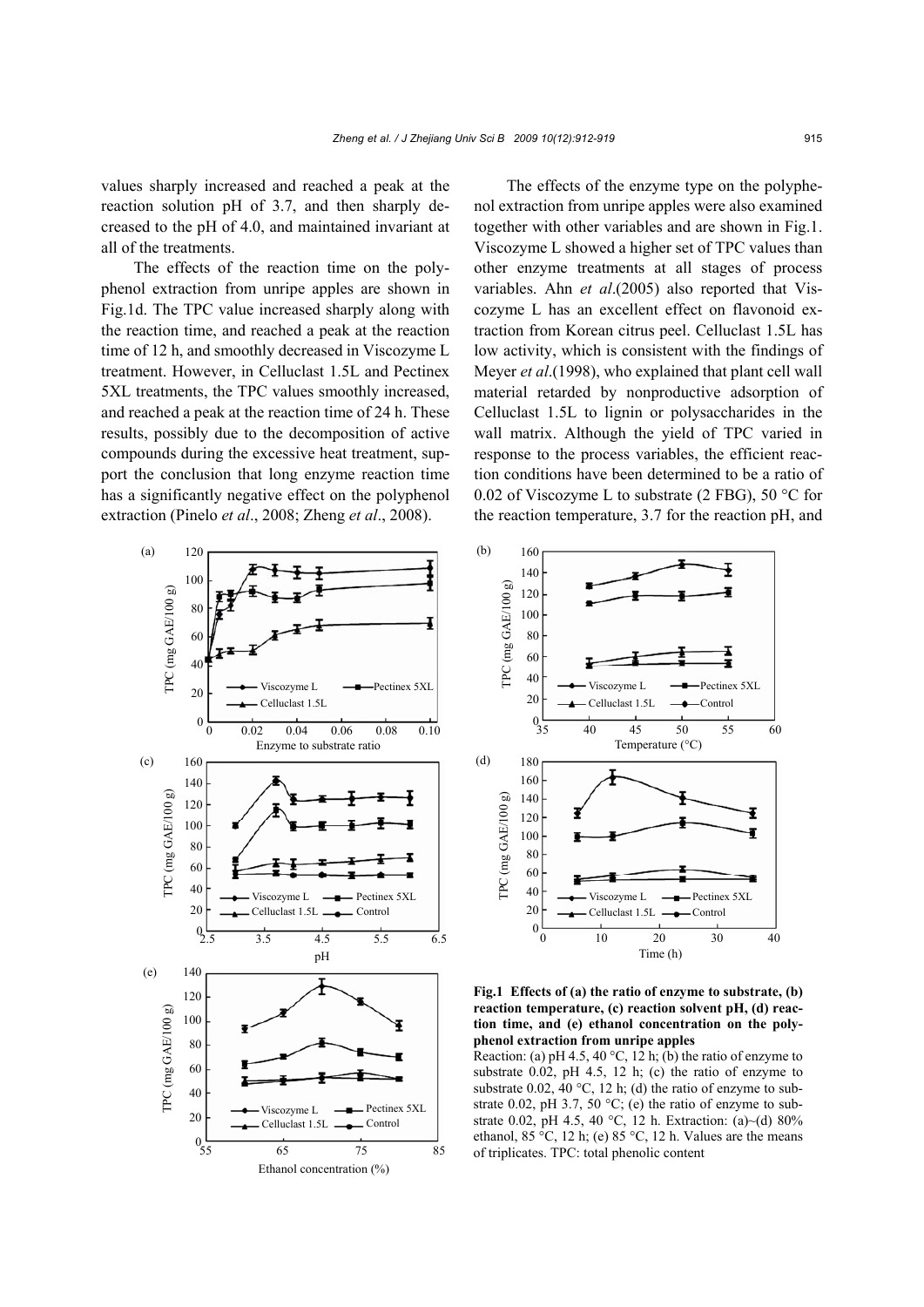values sharply increased and reached a peak at the reaction solution pH of 3.7, and then sharply decreased to the pH of 4.0, and maintained invariant at all of the treatments.

The effects of the reaction time on the polyphenol extraction from unripe apples are shown in Fig.1d. The TPC value increased sharply along with the reaction time, and reached a peak at the reaction time of 12 h, and smoothly decreased in Viscozyme L treatment. However, in Celluclast 1.5L and Pectinex 5XL treatments, the TPC values smoothly increased, and reached a peak at the reaction time of 24 h. These results, possibly due to the decomposition of active compounds during the excessive heat treatment, support the conclusion that long enzyme reaction time has a significantly negative effect on the polyphenol extraction (Pinelo *et al*., 2008; Zheng *et al*., 2008).

The effects of the enzyme type on the polyphenol extraction from unripe apples were also examined together with other variables and are shown in Fig.1. Viscozyme L showed a higher set of TPC values than other enzyme treatments at all stages of process variables. Ahn *et al*.(2005) also reported that Viscozyme L has an excellent effect on flavonoid extraction from Korean citrus peel. Celluclast 1.5L has low activity, which is consistent with the findings of Meyer *et al*.(1998), who explained that plant cell wall material retarded by nonproductive adsorption of Celluclast 1.5L to lignin or polysaccharides in the wall matrix. Although the yield of TPC varied in response to the process variables, the efficient reaction conditions have been determined to be a ratio of 0.02 of Viscozyme L to substrate (2 FBG), 50 °C for the reaction temperature, 3.7 for the reaction pH, and

**Fig.1 Effects of (a) the ratio of enzyme to substrate, (b) reaction temperature, (c) reaction solvent pH, (d) reaction time, and (e) ethanol concentration on the polyphenol extraction from unripe apples**

Reaction: (a) pH 4.5, 40 °C, 12 h; (b) the ratio of enzyme to substrate 0.02, pH 4.5, 12 h; (c) the ratio of enzyme to substrate 0.02, 40 °C, 12 h; (d) the ratio of enzyme to substrate 0.02, pH 3.7, 50 °C; (e) the ratio of enzyme to substrate 0.02, pH 4.5, 40 °C, 12 h. Extraction: (a)~(d) 80% ethanol, 85 °C, 12 h; (e) 85 °C, 12 h. Values are the means of triplicates. TPC: total phenolic content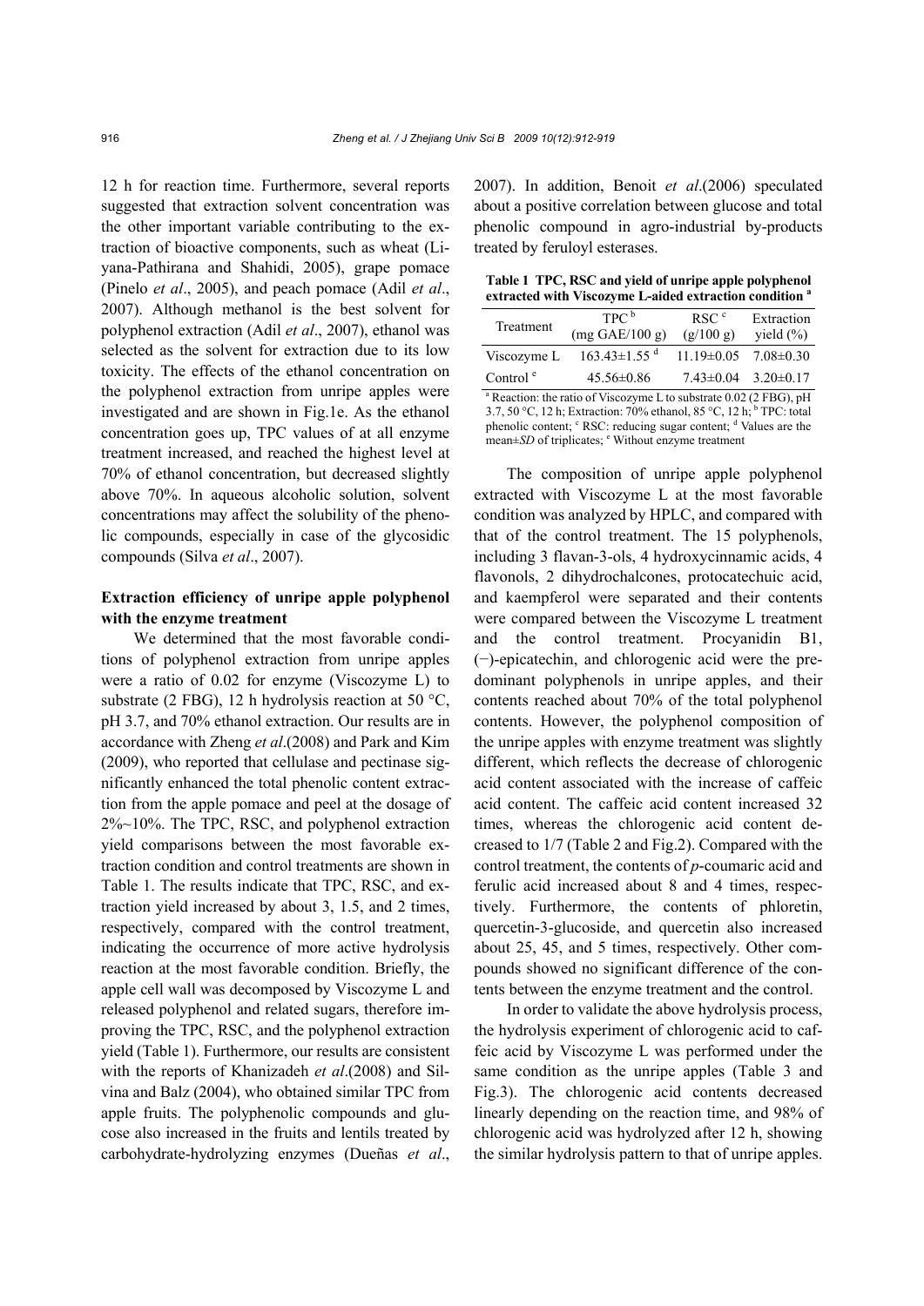12 h for reaction time. Furthermore, several reports suggested that extraction solvent concentration was the other important variable contributing to the extraction of bioactive components, such as wheat (Liyana-Pathirana and Shahidi, 2005), grape pomace (Pinelo *et al*., 2005), and peach pomace (Adil *et al*., 2007). Although methanol is the best solvent for polyphenol extraction (Adil *et al*., 2007), ethanol was selected as the solvent for extraction due to its low toxicity. The effects of the ethanol concentration on the polyphenol extraction from unripe apples were investigated and are shown in Fig.1e. As the ethanol concentration goes up, TPC values of at all enzyme treatment increased, and reached the highest level at 70% of ethanol concentration, but decreased slightly above 70%. In aqueous alcoholic solution, solvent concentrations may affect the solubility of the phenolic compounds, especially in case of the glycosidic compounds (Silva *et al*., 2007).

### Extraction efficiency of unripe apple polyphenol with the enzyme treatment

We determined that the most favorable conditions of polyphenol extraction from unripe apples were a ratio of 0.02 for enzyme (Viscozyme L) to substrate (2 FBG), 12 h hydrolysis reaction at 50 °C, pH 3.7, and 70% ethanol extraction. Our results are in accordance with Zheng *et al*.(2008) and Park and Kim (2009), who reported that cellulase and pectinase significantly enhanced the total phenolic content extraction from the apple pomace and peel at the dosage of 2%~10%. The TPC, RSC, and polyphenol extraction yield comparisons between the most favorable extraction condition and control treatments are shown in Table 1. The results indicate that TPC, RSC, and extraction yield increased by about 3, 1.5, and 2 times, respectively, compared with the control treatment, indicating the occurrence of more active hydrolysis reaction at the most favorable condition. Briefly, the apple cell wall was decomposed by Viscozyme L and released polyphenol and related sugars, therefore improving the TPC, RSC, and the polyphenol extraction yield (Table 1). Furthermore, our results are consistent with the reports of Khanizadeh *et al*.(2008) and Silvina and Balz (2004), who obtained similar TPC from apple fruits. The polyphenolic compounds and glucose also increased in the fruits and lentils treated by carbohydrate-hydrolyzing enzymes (Dueñas *et al*., 2007). In addition, Benoit *et al*.(2006) speculated about a positive correlation between glucose and total phenolic compound in agro-industrial by-products treated by feruloyl esterases.

**Table 1 TPC, RSC and yield of unripe apple polyphenol extracted with Viscozyme L-aided extraction condition [a]**

| Treatment | TPC [b] (mg GAE/100 g) | RSC [c] (g/100 g) | Extraction yield (%) |
|---|---|---|---|
| Viscozyme L | 163.43±1.55 [d] | 11.19±0.05 | 7.08±0.30 |
| Control [e] | 45.56±0.86 | 7.43±0.04 | 3.20±0.17 |

[a] Reaction: the ratio of Viscozyme L to substrate 0.02 (2 FBG), pH 3.7, 50 °C, 12 h; Extraction: 70% ethanol, 85 °C, 12 h; [b] TPC: total phenolic content; [c] RSC: reducing sugar content; [d] Values are the mean±*SD* of triplicates; [e] Without enzyme treatment

The composition of unripe apple polyphenol extracted with Viscozyme L at the most favorable condition was analyzed by HPLC, and compared with that of the control treatment. The 15 polyphenols, including 3 flavan-3-ols, 4 hydroxycinnamic acids, 4 flavonols, 2 dihydrochalcones, protocatechuic acid, and kaempferol were separated and their contents were compared between the Viscozyme L treatment and the control treatment. Procyanidin B1, (−)-epicatechin, and chlorogenic acid were the predominant polyphenols in unripe apples, and their contents reached about 70% of the total polyphenol contents. However, the polyphenol composition of the unripe apples with enzyme treatment was slightly different, which reflects the decrease of chlorogenic acid content associated with the increase of caffeic acid content. The caffeic acid content increased 32 times, whereas the chlorogenic acid content decreased to 1/7 (Table 2 and Fig.2). Compared with the control treatment, the contents of *p*-coumaric acid and ferulic acid increased about 8 and 4 times, respectively. Furthermore, the contents of phloretin, quercetin-3-glucoside, and quercetin also increased about 25, 45, and 5 times, respectively. Other compounds showed no significant difference of the contents between the enzyme treatment and the control.

In order to validate the above hydrolysis process, the hydrolysis experiment of chlorogenic acid to caffeic acid by Viscozyme L was performed under the same condition as the unripe apples (Table 3 and Fig.3). The chlorogenic acid contents decreased linearly depending on the reaction time, and 98% of chlorogenic acid was hydrolyzed after 12 h, showing the similar hydrolysis pattern to that of unripe apples.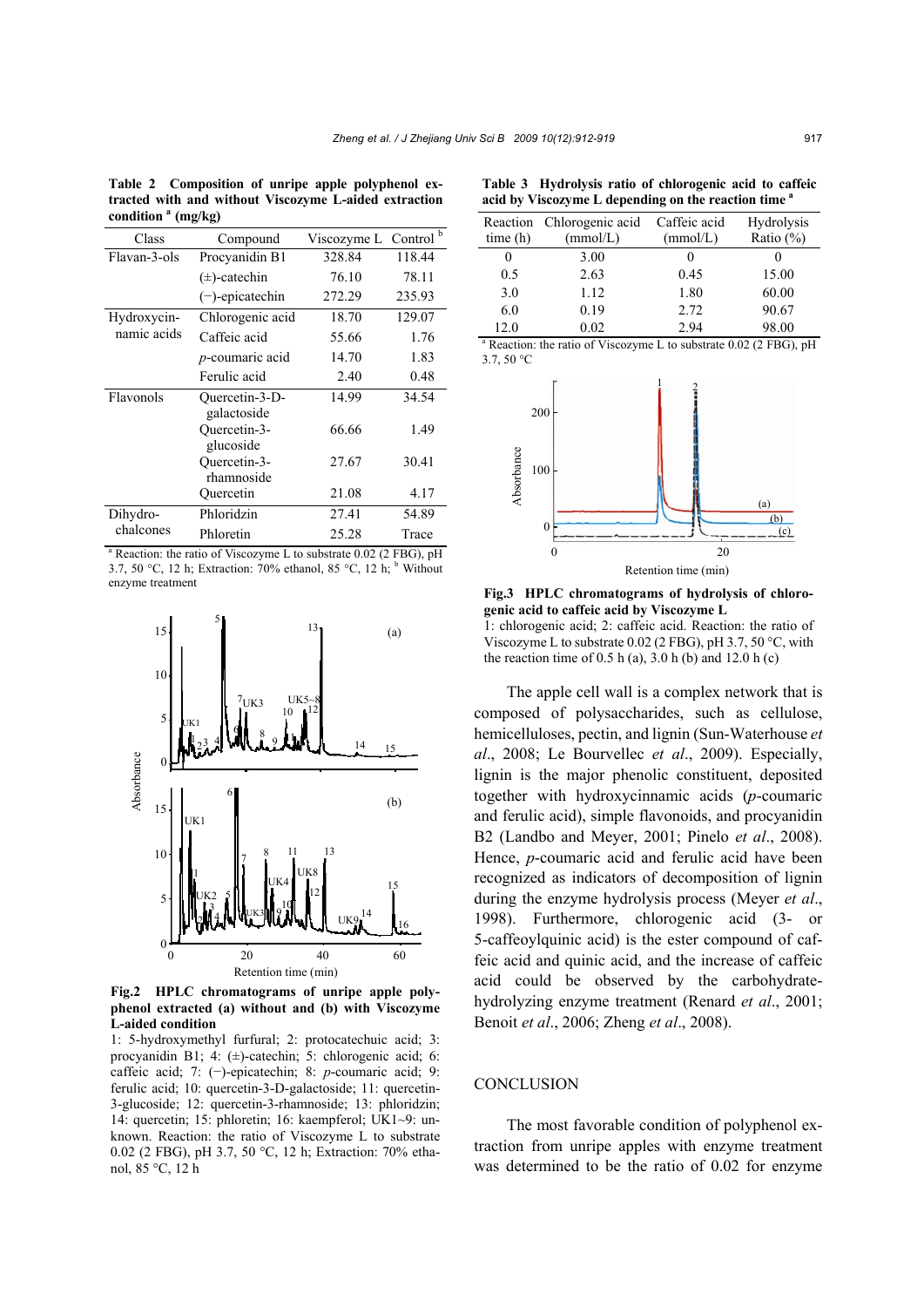**Table 2 Composition of unripe apple polyphenol extracted with and without Viscozyme L-aided extraction condition [a] (mg/kg)**

| Class | Compound | Viscozyme L | Control [b] |
|---|---|---|---|
| Flavan-3-ols | Procyanidin B1 | 328.84 | 118.44 |
| | (±)-catechin | 76.10 | 78.11 |
| | (−)-epicatechin | 272.29 | 235.93 |
| Hydroxycinnamic acids | Chlorogenic acid | 18.70 | 129.07 |
| | Caffeic acid | 55.66 | 1.76 |
| | *p*-coumaric acid | 14.70 | 1.83 |
| | Ferulic acid | 2.40 | 0.48 |
| Flavonols | Quercetin-3-D-galactoside | 14.99 | 34.54 |
| | Quercetin-3-glucoside | 66.66 | 1.49 |
| | Quercetin-3-rhamnoside | 27.67 | 30.41 |
| | Quercetin | 21.08 | 4.17 |
| Dihydrochalcones | Phloridzin | 27.41 | 54.89 |
| | Phloretin | 25.28 | Trace |

[a] Reaction: the ratio of Viscozyme L to substrate 0.02 (2 FBG), pH 3.7, 50 °C, 12 h; Extraction: 70% ethanol, 85 °C, 12 h; [b] Without enzyme treatment

**Fig.2 HPLC chromatograms of unripe apple polyphenol extracted (a) without and (b) with Viscozyme L-aided condition**

1: 5-hydroxymethyl furfural; 2: protocatechuic acid; 3: procyanidin B1; 4: (±)-catechin; 5: chlorogenic acid; 6: caffeic acid; 7: (−)-epicatechin; 8: *p*-coumaric acid; 9: ferulic acid; 10: quercetin-3-D-galactoside; 11: quercetin-3-glucoside; 12: quercetin-3-rhamnoside; 13: phloridzin; 14: quercetin; 15: phloretin; 16: kaempferol; UK1~9: unknown. Reaction: the ratio of Viscozyme L to substrate 0.02 (2 FBG), pH 3.7, 50 °C, 12 h; Extraction: 70% ethanol, 85 °C, 12 h

**Table 3 Hydrolysis ratio of chlorogenic acid to caffeic acid by Viscozyme L depending on the reaction time [a]**

| Reaction time (h) | Chlorogenic acid (mmol/L) | Caffeic acid (mmol/L) | Hydrolysis Ratio (%) |
|---|---|---|---|
| 0 | 3.00 | 0 | 0 |
| 0.5 | 2.63 | 0.45 | 15.00 |
| 3.0 | 1.12 | 1.80 | 60.00 |
| 6.0 | 0.19 | 2.72 | 90.67 |
| 12.0 | 0.02 | 2.94 | 98.00 |

[a] Reaction: the ratio of Viscozyme L to substrate 0.02 (2 FBG), pH 3.7, 50 °C

**Fig.3 HPLC chromatograms of hydrolysis of chlorogenic acid to caffeic acid by Viscozyme L**

1: chlorogenic acid; 2: caffeic acid. Reaction: the ratio of Viscozyme L to substrate 0.02 (2 FBG), pH 3.7, 50 °C, with the reaction time of 0.5 h (a), 3.0 h (b) and 12.0 h (c)

The apple cell wall is a complex network that is composed of polysaccharides, such as cellulose, hemicelluloses, pectin, and lignin (Sun-Waterhouse *et al*., 2008; Le Bourvellec *et al*., 2009). Especially, lignin is the major phenolic constituent, deposited together with hydroxycinnamic acids (*p*-coumaric and ferulic acid), simple flavonoids, and procyanidin B2 (Landbo and Meyer, 2001; Pinelo *et al*., 2008). Hence, *p*-coumaric acid and ferulic acid have been recognized as indicators of decomposition of lignin during the enzyme hydrolysis process (Meyer *et al*., 1998). Furthermore, chlorogenic acid (3- or 5-caffeoylquinic acid) is the ester compound of caffeic acid and quinic acid, and the increase of caffeic acid could be observed by the carbohydrate-hydrolyzing enzyme treatment (Renard *et al*., 2001; Benoit *et al*., 2006; Zheng *et al*., 2008).

## CONCLUSION

The most favorable condition of polyphenol extraction from unripe apples with enzyme treatment was determined to be the ratio of 0.02 for enzyme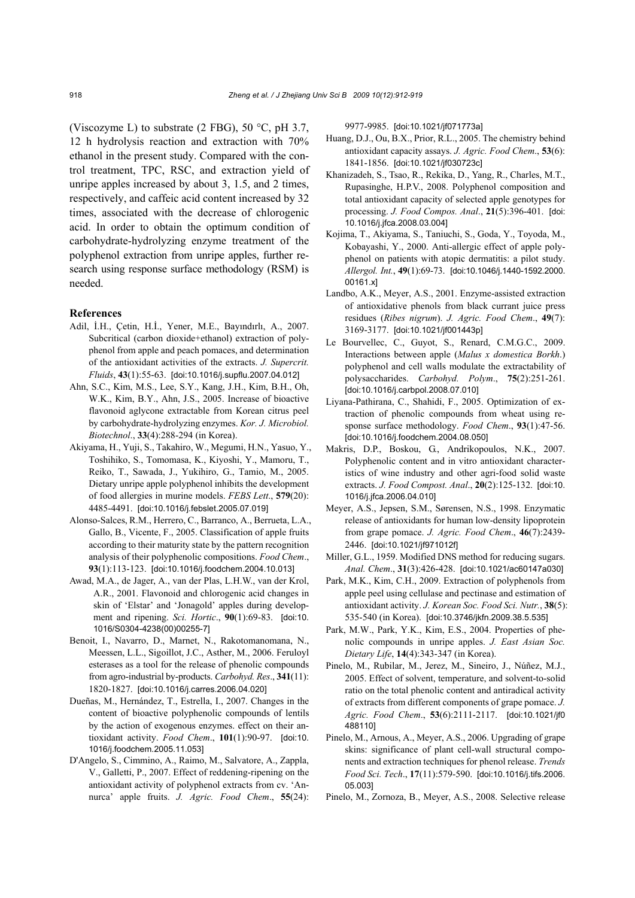(Viscozyme L) to substrate (2 FBG), 50 °C, pH 3.7, 12 h hydrolysis reaction and extraction with 70% ethanol in the present study. Compared with the control treatment, TPC, RSC, and extraction yield of unripe apples increased by about 3, 1.5, and 2 times, respectively, and caffeic acid content increased by 32 times, associated with the decrease of chlorogenic acid. In order to obtain the optimum condition of carbohydrate-hydrolyzing enzyme treatment of the polyphenol extraction from unripe apples, further research using response surface methodology (RSM) is needed.

## References

Adil, İ.H., Çetin, H.İ., Yener, M.E., Bayındırlı, A., 2007. Subcritical (carbon dioxide+ethanol) extraction of polyphenol from apple and peach pomaces, and determination of the antioxidant activities of the extracts. *J. Supercrit. Fluids*, **43**(1):55-63. [doi:10.1016/j.supflu.2007.04.012]

Ahn, S.C., Kim, M.S., Lee, S.Y., Kang, J.H., Kim, B.H., Oh, W.K., Kim, B.Y., Ahn, J.S., 2005. Increase of bioactive flavonoid aglycone extractable from Korean citrus peel by carbohydrate-hydrolyzing enzymes. *Kor. J. Microbiol. Biotechnol*., **33**(4):288-294 (in Korea).

Akiyama, H., Yuji, S., Takahiro, W., Megumi, H.N., Yasuo, Y., Toshihiko, S., Tomomasa, K., Kiyoshi, Y., Mamoru, T., Reiko, T., Sawada, J., Yukihiro, G., Tamio, M., 2005. Dietary unripe apple polyphenol inhibits the development of food allergies in murine models. *FEBS Lett*., **579**(20): 4485-4491. [doi:10.1016/j.febslet.2005.07.019]

Alonso-Salces, R.M., Herrero, C., Barranco, A., Berrueta, L.A., Gallo, B., Vicente, F., 2005. Classification of apple fruits according to their maturity state by the pattern recognition analysis of their polyphenolic compositions. *Food Chem*., **93**(1):113-123. [doi:10.1016/j.foodchem.2004.10.013]

Awad, M.A., de Jager, A., van der Plas, L.H.W., van der Krol, A.R., 2001. Flavonoid and chlorogenic acid changes in skin of 'Elstar' and 'Jonagold' apples during development and ripening. *Sci. Hortic*., **90**(1):69-83. [doi:10.1016/S0304-4238(00)00255-7]

Benoit, I., Navarro, D., Marnet, N., Rakotomanomana, N., Meessen, L.L., Sigoillot, J.C., Asther, M., 2006. Feruloyl esterases as a tool for the release of phenolic compounds from agro-industrial by-products. *Carbohyd. Res*., **341**(11): 1820-1827. [doi:10.1016/j.carres.2006.04.020]

Dueñas, M., Hernández, T., Estrella, I., 2007. Changes in the content of bioactive polyphenolic compounds of lentils by the action of exogenous enzymes. effect on their antioxidant activity. *Food Chem*., **101**(1):90-97. [doi:10.1016/j.foodchem.2005.11.053]

D'Angelo, S., Cimmino, A., Raimo, M., Salvatore, A., Zappla, V., Galletti, P., 2007. Effect of reddening-ripening on the antioxidant activity of polyphenol extracts from cv. 'Annurca' apple fruits. *J. Agric. Food Chem*., **55**(24): 9977-9985. [doi:10.1021/jf071773a]

Huang, D.J., Ou, B.X., Prior, R.L., 2005. The chemistry behind antioxidant capacity assays. *J. Agric. Food Chem*., **53**(6): 1841-1856. [doi:10.1021/jf030723c]

Khanizadeh, S., Tsao, R., Rekika, D., Yang, R., Charles, M.T., Rupasinghe, H.P.V., 2008. Polyphenol composition and total antioxidant capacity of selected apple genotypes for processing. *J. Food Compos. Anal*., **21**(5):396-401. [doi:10.1016/j.jfca.2008.03.004]

Kojima, T., Akiyama, S., Taniuchi, S., Goda, Y., Toyoda, M., Kobayashi, Y., 2000. Anti-allergic effect of apple polyphenol on patients with atopic dermatitis: a pilot study. *Allergol. Int*., **49**(1):69-73. [doi:10.1046/j.1440-1592.2000.00161.x]

Landbo, A.K., Meyer, A.S., 2001. Enzyme-assisted extraction of antioxidative phenols from black currant juice press residues (*Ribes nigrum*). *J. Agric. Food Chem*., **49**(7): 3169-3177. [doi:10.1021/jf001443p]

Le Bourvellec, C., Guyot, S., Renard, C.M.G.C., 2009. Interactions between apple (*Malus x domestica Borkh*.) polyphenol and cell walls modulate the extractability of polysaccharides. *Carbohyd. Polym*., **75**(2):251-261. [doi:10.1016/j.carbpol.2008.07.010]

Liyana-Pathirana, C., Shahidi, F., 2005. Optimization of extraction of phenolic compounds from wheat using response surface methodology. *Food Chem*., **93**(1):47-56. [doi:10.1016/j.foodchem.2004.08.050]

Makris, D.P., Boskou, G., Andrikopoulos, N.K., 2007. Polyphenolic content and in vitro antioxidant characteristics of wine industry and other agri-food solid waste extracts. *J. Food Compost. Anal*., **20**(2):125-132. [doi:10.1016/j.jfca.2006.04.010]

Meyer, A.S., Jepsen, S.M., Sørensen, N.S., 1998. Enzymatic release of antioxidants for human low-density lipoprotein from grape pomace. *J. Agric. Food Chem*., **46**(7):2439-2446. [doi:10.1021/jf971012f]

Miller, G.L., 1959. Modified DNS method for reducing sugars. *Anal. Chem*., **31**(3):426-428. [doi:10.1021/ac60147a030]

Park, M.K., Kim, C.H., 2009. Extraction of polyphenols from apple peel using cellulase and pectinase and estimation of antioxidant activity. *J. Korean Soc. Food Sci. Nutr.*, **38**(5): 535-540 (in Korea). [doi:10.3746/jkfn.2009.38.5.535]

Park, M.W., Park, Y.K., Kim, E.S., 2004. Properties of phenolic compounds in unripe apples. *J. East Asian Soc. Dietary Life*, **14**(4):343-347 (in Korea).

Pinelo, M., Rubilar, M., Jerez, M., Sineiro, J., Núñez, M.J., 2005. Effect of solvent, temperature, and solvent-to-solid ratio on the total phenolic content and antiradical activity of extracts from different components of grape pomace. *J. Agric. Food Chem*., **53**(6):2111-2117. [doi:10.1021/jf0488110]

Pinelo, M., Arnous, A., Meyer, A.S., 2006. Upgrading of grape skins: significance of plant cell-wall structural components and extraction techniques for phenol release. *Trends Food Sci. Tech*., **17**(11):579-590. [doi:10.1016/j.tifs.2006.05.003]

Pinelo, M., Zornoza, B., Meyer, A.S., 2008. Selective release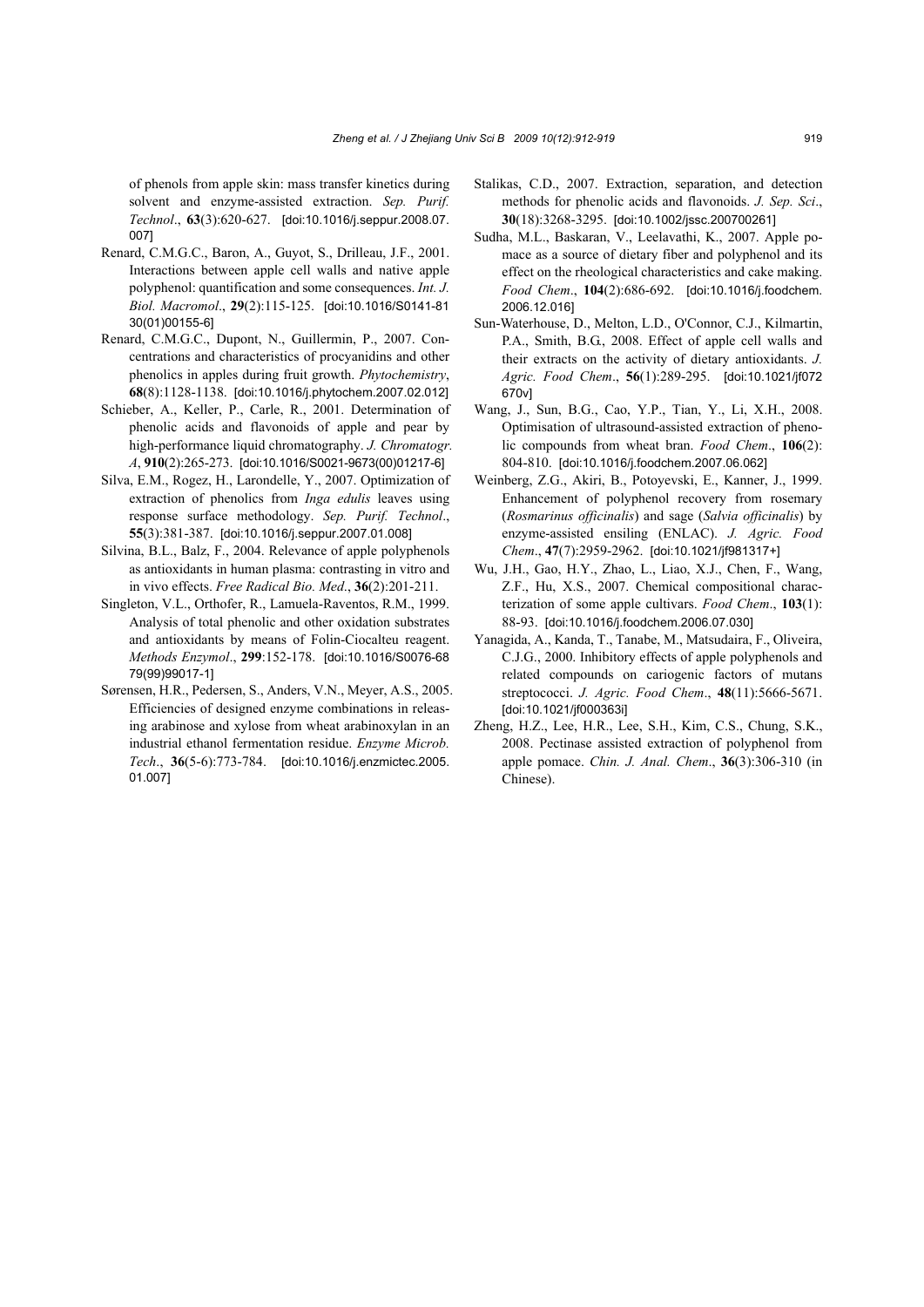of phenols from apple skin: mass transfer kinetics during solvent and enzyme-assisted extraction. *Sep. Purif. Technol*., **63**(3):620-627. [doi:10.1016/j.seppur.2008.07.007]

Renard, C.M.G.C., Baron, A., Guyot, S., Drilleau, J.F., 2001. Interactions between apple cell walls and native apple polyphenol: quantification and some consequences. *Int. J. Biol. Macromol*., **29**(2):115-125. [doi:10.1016/S0141-8130(01)00155-6]

Renard, C.M.G.C., Dupont, N., Guillermin, P., 2007. Concentrations and characteristics of procyanidins and other phenolics in apples during fruit growth. *Phytochemistry*, **68**(8):1128-1138. [doi:10.1016/j.phytochem.2007.02.012]

Schieber, A., Keller, P., Carle, R., 2001. Determination of phenolic acids and flavonoids of apple and pear by high-performance liquid chromatography. *J. Chromatogr. A*, **910**(2):265-273. [doi:10.1016/S0021-9673(00)01217-6]

Silva, E.M., Rogez, H., Larondelle, Y., 2007. Optimization of extraction of phenolics from *Inga edulis* leaves using response surface methodology. *Sep. Purif. Technol*., **55**(3):381-387. [doi:10.1016/j.seppur.2007.01.008]

Silvina, B.L., Balz, F., 2004. Relevance of apple polyphenols as antioxidants in human plasma: contrasting in vitro and in vivo effects. *Free Radical Bio. Med*., **36**(2):201-211.

Singleton, V.L., Orthofer, R., Lamuela-Raventos, R.M., 1999. Analysis of total phenolic and other oxidation substrates and antioxidants by means of Folin-Ciocalteu reagent. *Methods Enzymol*., **299**:152-178. [doi:10.1016/S0076-6879(99)99017-1]

Sørensen, H.R., Pedersen, S., Anders, V.N., Meyer, A.S., 2005. Efficiencies of designed enzyme combinations in releasing arabinose and xylose from wheat arabinoxylan in an industrial ethanol fermentation residue. *Enzyme Microb. Tech*., **36**(5-6):773-784. [doi:10.1016/j.enzmictec.2005.01.007]

Stalikas, C.D., 2007. Extraction, separation, and detection methods for phenolic acids and flavonoids. *J. Sep. Sci*., **30**(18):3268-3295. [doi:10.1002/jssc.200700261]

Sudha, M.L., Baskaran, V., Leelavathi, K., 2007. Apple pomace as a source of dietary fiber and polyphenol and its effect on the rheological characteristics and cake making. *Food Chem*., **104**(2):686-692. [doi:10.1016/j.foodchem.2006.12.016]

Sun-Waterhouse, D., Melton, L.D., O'Connor, C.J., Kilmartin, P.A., Smith, B.G., 2008. Effect of apple cell walls and their extracts on the activity of dietary antioxidants. *J. Agric. Food Chem*., **56**(1):289-295. [doi:10.1021/jf072670v]

Wang, J., Sun, B.G., Cao, Y.P., Tian, Y., Li, X.H., 2008. Optimisation of ultrasound-assisted extraction of phenolic compounds from wheat bran. *Food Chem*., **106**(2):804-810. [doi:10.1016/j.foodchem.2007.06.062]

Weinberg, Z.G., Akiri, B., Potoyevski, E., Kanner, J., 1999. Enhancement of polyphenol recovery from rosemary (*Rosmarinus officinalis*) and sage (*Salvia officinalis*) by enzyme-assisted ensiling (ENLAC). *J. Agric. Food Chem*., **47**(7):2959-2962. [doi:10.1021/jf981317+]

Wu, J.H., Gao, H.Y., Zhao, L., Liao, X.J., Chen, F., Wang, Z.F., Hu, X.S., 2007. Chemical compositional characterization of some apple cultivars. *Food Chem*., **103**(1):88-93. [doi:10.1016/j.foodchem.2006.07.030]

Yanagida, A., Kanda, T., Tanabe, M., Matsudaira, F., Oliveira, C.J.G., 2000. Inhibitory effects of apple polyphenols and related compounds on cariogenic factors of mutans streptococci. *J. Agric. Food Chem*., **48**(11):5666-5671. [doi:10.1021/jf000363i]

Zheng, H.Z., Lee, H.R., Lee, S.H., Kim, C.S., Chung, S.K., 2008. Pectinase assisted extraction of polyphenol from apple pomace. *Chin. J. Anal. Chem*., **36**(3):306-310 (in Chinese).